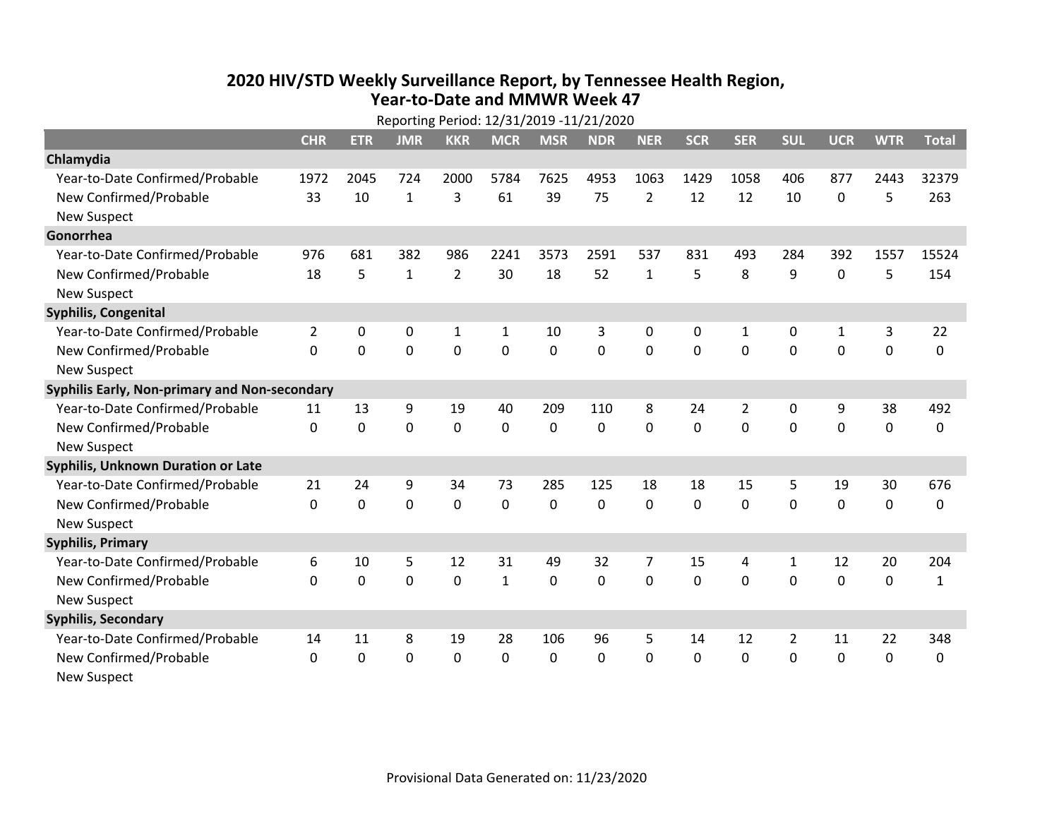# 2020 HIV/STD Weekly Surveillance Report, by Tennessee Health Region, Year-to-Date and MMWR Week 47

Reporting Period: 12/31/2019 -11/21/2020

| | CHR | ETR | JMR | KKR | MCR | MSR | NDR | NER | SCR | SER | SUL | UCR | WTR | Total |
|---|---|---|---|---|---|---|---|---|---|---|---|---|---|---|
| **Chlamydia** | | | | | | | | | | | | | | |
| Year-to-Date Confirmed/Probable | 1972 | 2045 | 724 | 2000 | 5784 | 7625 | 4953 | 1063 | 1429 | 1058 | 406 | 877 | 2443 | 32379 |
| New Confirmed/Probable | 33 | 10 | 1 | 3 | 61 | 39 | 75 | 2 | 12 | 12 | 10 | 0 | 5 | 263 |
| New Suspect | | | | | | | | | | | | | | |
| **Gonorrhea** | | | | | | | | | | | | | | |
| Year-to-Date Confirmed/Probable | 976 | 681 | 382 | 986 | 2241 | 3573 | 2591 | 537 | 831 | 493 | 284 | 392 | 1557 | 15524 |
| New Confirmed/Probable | 18 | 5 | 1 | 2 | 30 | 18 | 52 | 1 | 5 | 8 | 9 | 0 | 5 | 154 |
| New Suspect | | | | | | | | | | | | | | |
| **Syphilis, Congenital** | | | | | | | | | | | | | | |
| Year-to-Date Confirmed/Probable | 2 | 0 | 0 | 1 | 1 | 10 | 3 | 0 | 0 | 1 | 0 | 1 | 3 | 22 |
| New Confirmed/Probable | 0 | 0 | 0 | 0 | 0 | 0 | 0 | 0 | 0 | 0 | 0 | 0 | 0 | 0 |
| New Suspect | | | | | | | | | | | | | | |
| **Syphilis Early, Non-primary and Non-secondary** | | | | | | | | | | | | | | |
| Year-to-Date Confirmed/Probable | 11 | 13 | 9 | 19 | 40 | 209 | 110 | 8 | 24 | 2 | 0 | 9 | 38 | 492 |
| New Confirmed/Probable | 0 | 0 | 0 | 0 | 0 | 0 | 0 | 0 | 0 | 0 | 0 | 0 | 0 | 0 |
| New Suspect | | | | | | | | | | | | | | |
| **Syphilis, Unknown Duration or Late** | | | | | | | | | | | | | | |
| Year-to-Date Confirmed/Probable | 21 | 24 | 9 | 34 | 73 | 285 | 125 | 18 | 18 | 15 | 5 | 19 | 30 | 676 |
| New Confirmed/Probable | 0 | 0 | 0 | 0 | 0 | 0 | 0 | 0 | 0 | 0 | 0 | 0 | 0 | 0 |
| New Suspect | | | | | | | | | | | | | | |
| **Syphilis, Primary** | | | | | | | | | | | | | | |
| Year-to-Date Confirmed/Probable | 6 | 10 | 5 | 12 | 31 | 49 | 32 | 7 | 15 | 4 | 1 | 12 | 20 | 204 |
| New Confirmed/Probable | 0 | 0 | 0 | 0 | 1 | 0 | 0 | 0 | 0 | 0 | 0 | 0 | 0 | 1 |
| New Suspect | | | | | | | | | | | | | | |
| **Syphilis, Secondary** | | | | | | | | | | | | | | |
| Year-to-Date Confirmed/Probable | 14 | 11 | 8 | 19 | 28 | 106 | 96 | 5 | 14 | 12 | 2 | 11 | 22 | 348 |
| New Confirmed/Probable | 0 | 0 | 0 | 0 | 0 | 0 | 0 | 0 | 0 | 0 | 0 | 0 | 0 | 0 |
| New Suspect | | | | | | | | | | | | | | |

Provisional Data Generated on: 11/23/2020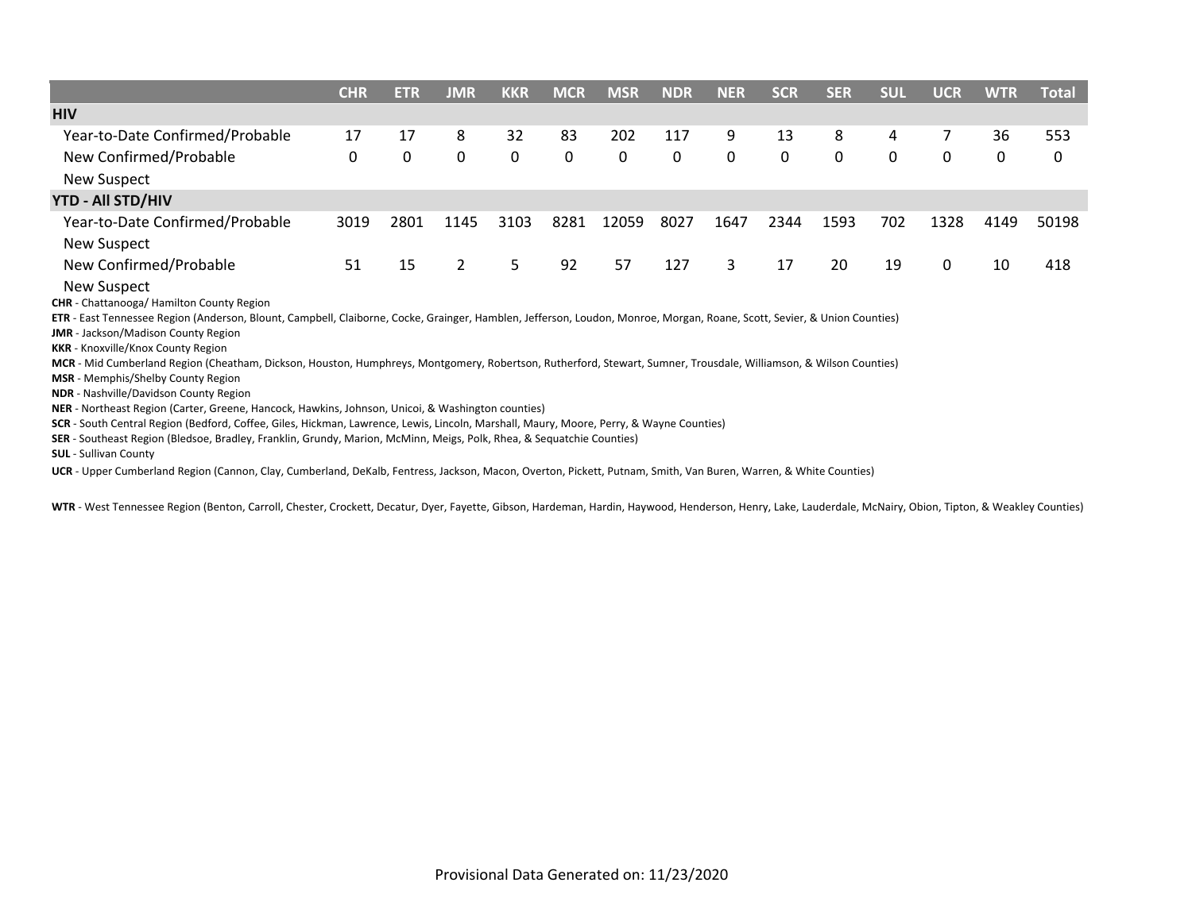| | CHR | ETR | JMR | KKR | MCR | MSR | NDR | NER | SCR | SER | SUL | UCR | WTR | Total |
|---|---|---|---|---|---|---|---|---|---|---|---|---|---|---|
| **HIV** | | | | | | | | | | | | | | |
| Year-to-Date Confirmed/Probable | 17 | 17 | 8 | 32 | 83 | 202 | 117 | 9 | 13 | 8 | 4 | 7 | 36 | 553 |
| New Confirmed/Probable | 0 | 0 | 0 | 0 | 0 | 0 | 0 | 0 | 0 | 0 | 0 | 0 | 0 | 0 |
| New Suspect | | | | | | | | | | | | | | |
| **YTD - All STD/HIV** | | | | | | | | | | | | | | |
| Year-to-Date Confirmed/Probable | 3019 | 2801 | 1145 | 3103 | 8281 | 12059 | 8027 | 1647 | 2344 | 1593 | 702 | 1328 | 4149 | 50198 |
| New Suspect | | | | | | | | | | | | | | |
| New Confirmed/Probable | 51 | 15 | 2 | 5 | 92 | 57 | 127 | 3 | 17 | 20 | 19 | 0 | 10 | 418 |
| New Suspect | | | | | | | | | | | | | | |

**CHR** - Chattanooga/ Hamilton County Region

**ETR** - East Tennessee Region (Anderson, Blount, Campbell, Claiborne, Cocke, Grainger, Hamblen, Jefferson, Loudon, Monroe, Morgan, Roane, Scott, Sevier, & Union Counties)

**JMR** - Jackson/Madison County Region

**KKR** - Knoxville/Knox County Region

**MCR** - Mid Cumberland Region (Cheatham, Dickson, Houston, Humphreys, Montgomery, Robertson, Rutherford, Stewart, Sumner, Trousdale, Williamson, & Wilson Counties)

**MSR** - Memphis/Shelby County Region

**NDR** - Nashville/Davidson County Region

**NER** - Northeast Region (Carter, Greene, Hancock, Hawkins, Johnson, Unicoi, & Washington counties)

**SCR** - South Central Region (Bedford, Coffee, Giles, Hickman, Lawrence, Lewis, Lincoln, Marshall, Maury, Moore, Perry, & Wayne Counties)

**SER** - Southeast Region (Bledsoe, Bradley, Franklin, Grundy, Marion, McMinn, Meigs, Polk, Rhea, & Sequatchie Counties)

**SUL** - Sullivan County

**UCR** - Upper Cumberland Region (Cannon, Clay, Cumberland, DeKalb, Fentress, Jackson, Macon, Overton, Pickett, Putnam, Smith, Van Buren, Warren, & White Counties)

**WTR** - West Tennessee Region (Benton, Carroll, Chester, Crockett, Decatur, Dyer, Fayette, Gibson, Hardeman, Hardin, Haywood, Henderson, Henry, Lake, Lauderdale, McNairy, Obion, Tipton, & Weakley Counties)

Provisional Data Generated on: 11/23/2020